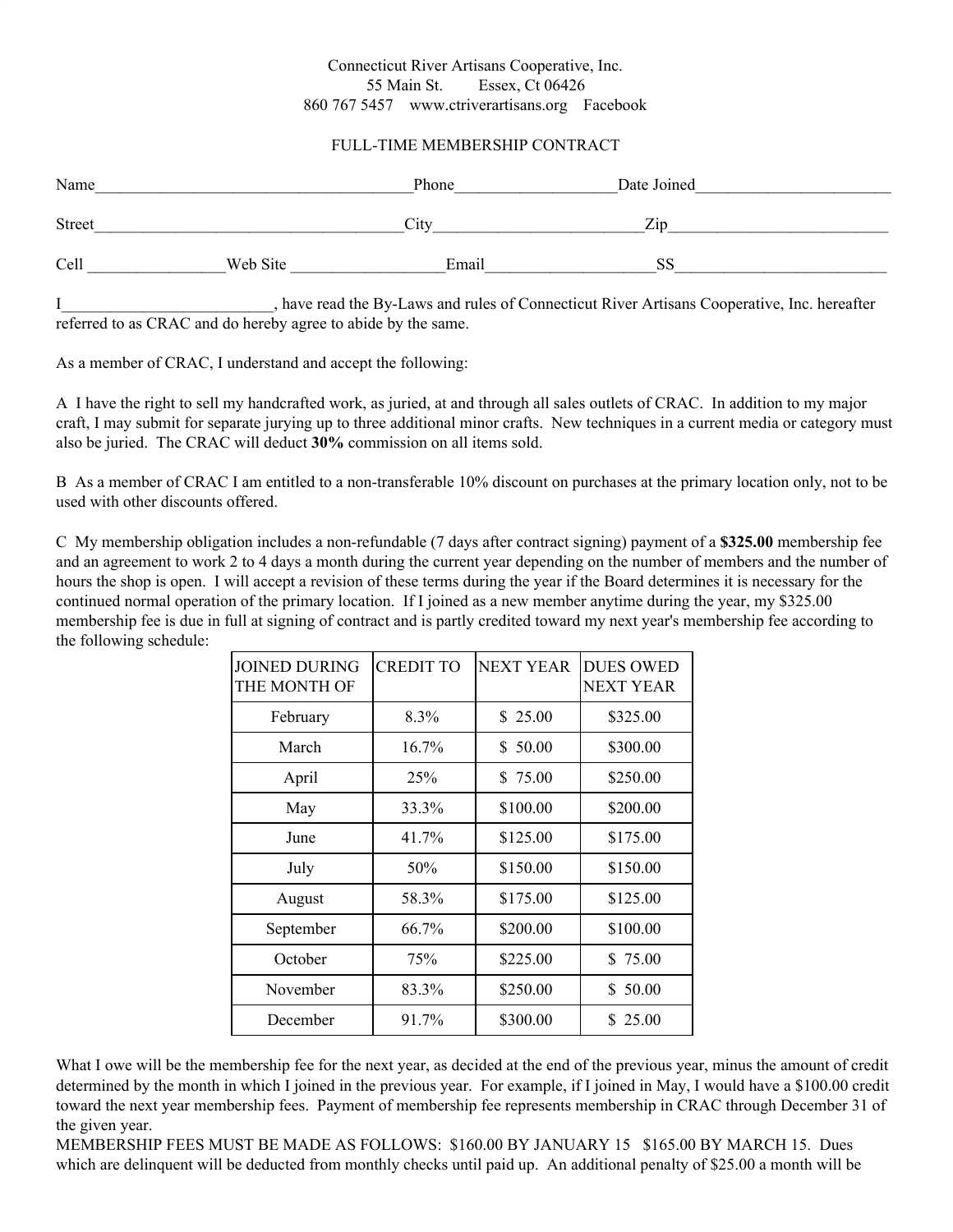Connecticut River Artisans Cooperative, Inc.
55 Main St. Essex, Ct 06426
860 767 5457 www.ctriverartisans.org Facebook

FULL-TIME MEMBERSHIP CONTRACT

Name______________________________________Phone___________________Date Joined________________________

Street_____________________________________City_________________________Zip___________________________

Cell ________________Web Site __________________Email____________________SS__________________________

I__________________________, have read the By-Laws and rules of Connecticut River Artisans Cooperative, Inc. hereafter referred to as CRAC and do hereby agree to abide by the same.

As a member of CRAC, I understand and accept the following:

A I have the right to sell my handcrafted work, as juried, at and through all sales outlets of CRAC. In addition to my major craft, I may submit for separate jurying up to three additional minor crafts. New techniques in a current media or category must also be juried. The CRAC will deduct **30%** commission on all items sold.

B As a member of CRAC I am entitled to a non-transferable 10% discount on purchases at the primary location only, not to be used with other discounts offered.

C My membership obligation includes a non-refundable (7 days after contract signing) payment of a **$325.00** membership fee and an agreement to work 2 to 4 days a month during the current year depending on the number of members and the number of hours the shop is open. I will accept a revision of these terms during the year if the Board determines it is necessary for the continued normal operation of the primary location. If I joined as a new member anytime during the year, my $325.00 membership fee is due in full at signing of contract and is partly credited toward my next year's membership fee according to the following schedule:

| JOINED DURING THE MONTH OF | CREDIT TO | NEXT YEAR | DUES OWED NEXT YEAR |
|---|---|---|---|
| February | 8.3% | $ 25.00 | $325.00 |
| March | 16.7% | $ 50.00 | $300.00 |
| April | 25% | $ 75.00 | $250.00 |
| May | 33.3% | $100.00 | $200.00 |
| June | 41.7% | $125.00 | $175.00 |
| July | 50% | $150.00 | $150.00 |
| August | 58.3% | $175.00 | $125.00 |
| September | 66.7% | $200.00 | $100.00 |
| October | 75% | $225.00 | $ 75.00 |
| November | 83.3% | $250.00 | $ 50.00 |
| December | 91.7% | $300.00 | $ 25.00 |

What I owe will be the membership fee for the next year, as decided at the end of the previous year, minus the amount of credit determined by the month in which I joined in the previous year. For example, if I joined in May, I would have a $100.00 credit toward the next year membership fees. Payment of membership fee represents membership in CRAC through December 31 of the given year.

MEMBERSHIP FEES MUST BE MADE AS FOLLOWS: $160.00 BY JANUARY 15 $165.00 BY MARCH 15. Dues which are delinquent will be deducted from monthly checks until paid up. An additional penalty of $25.00 a month will be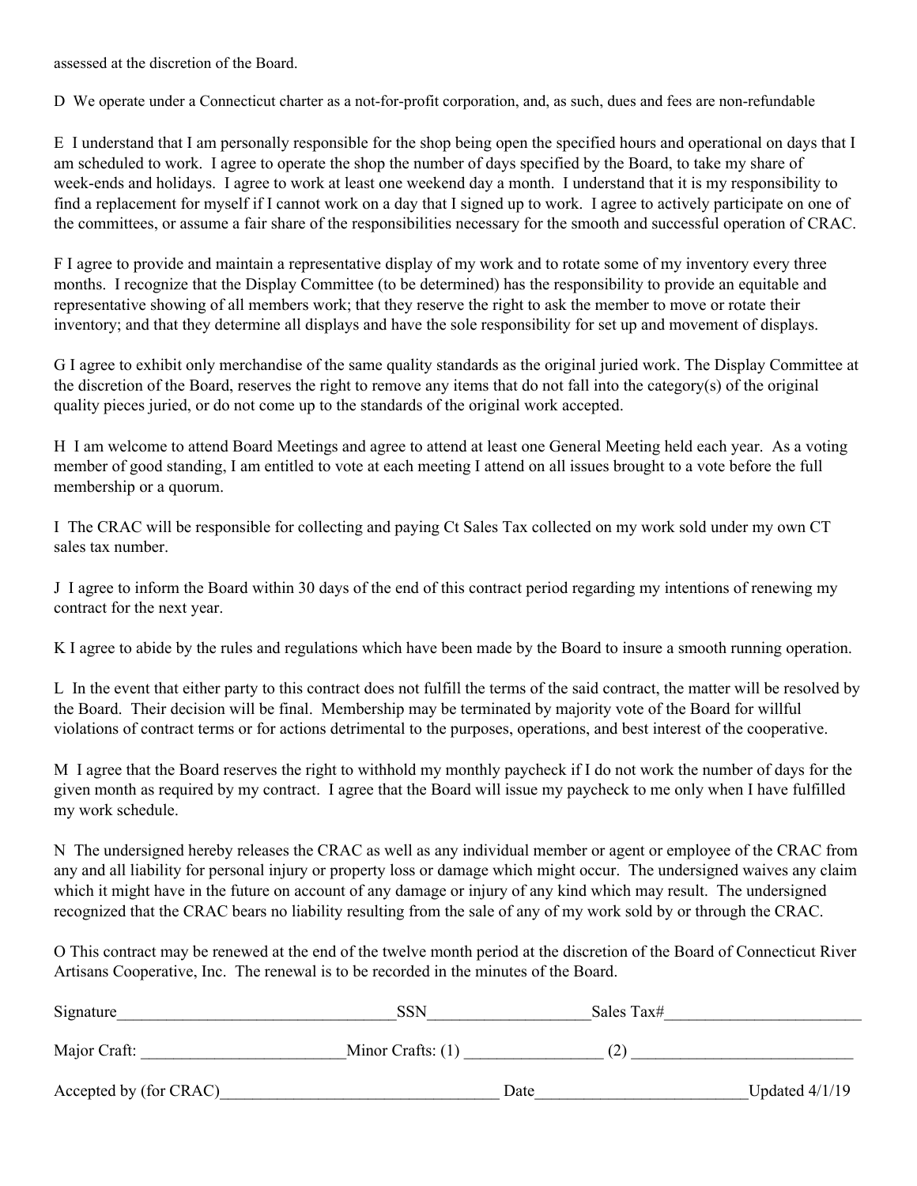assessed at the discretion of the Board.

D We operate under a Connecticut charter as a not-for-profit corporation, and, as such, dues and fees are non-refundable

E I understand that I am personally responsible for the shop being open the specified hours and operational on days that I am scheduled to work. I agree to operate the shop the number of days specified by the Board, to take my share of week-ends and holidays. I agree to work at least one weekend day a month. I understand that it is my responsibility to find a replacement for myself if I cannot work on a day that I signed up to work. I agree to actively participate on one of the committees, or assume a fair share of the responsibilities necessary for the smooth and successful operation of CRAC.

F I agree to provide and maintain a representative display of my work and to rotate some of my inventory every three months. I recognize that the Display Committee (to be determined) has the responsibility to provide an equitable and representative showing of all members work; that they reserve the right to ask the member to move or rotate their inventory; and that they determine all displays and have the sole responsibility for set up and movement of displays.

G I agree to exhibit only merchandise of the same quality standards as the original juried work. The Display Committee at the discretion of the Board, reserves the right to remove any items that do not fall into the category(s) of the original quality pieces juried, or do not come up to the standards of the original work accepted.

H I am welcome to attend Board Meetings and agree to attend at least one General Meeting held each year. As a voting member of good standing, I am entitled to vote at each meeting I attend on all issues brought to a vote before the full membership or a quorum.

I The CRAC will be responsible for collecting and paying Ct Sales Tax collected on my work sold under my own CT sales tax number.

J I agree to inform the Board within 30 days of the end of this contract period regarding my intentions of renewing my contract for the next year.

K I agree to abide by the rules and regulations which have been made by the Board to insure a smooth running operation.

L In the event that either party to this contract does not fulfill the terms of the said contract, the matter will be resolved by the Board. Their decision will be final. Membership may be terminated by majority vote of the Board for willful violations of contract terms or for actions detrimental to the purposes, operations, and best interest of the cooperative.

M I agree that the Board reserves the right to withhold my monthly paycheck if I do not work the number of days for the given month as required by my contract. I agree that the Board will issue my paycheck to me only when I have fulfilled my work schedule.

N The undersigned hereby releases the CRAC as well as any individual member or agent or employee of the CRAC from any and all liability for personal injury or property loss or damage which might occur. The undersigned waives any claim which it might have in the future on account of any damage or injury of any kind which may result. The undersigned recognized that the CRAC bears no liability resulting from the sale of any of my work sold by or through the CRAC.

O This contract may be renewed at the end of the twelve month period at the discretion of the Board of Connecticut River Artisans Cooperative, Inc. The renewal is to be recorded in the minutes of the Board.

Signature__________________________________SSN____________________Sales Tax#_________________________

Major Craft: _________________________Minor Crafts: (1) _________________ (2) ___________________________

Accepted by (for CRAC)__________________________________ Date__________________________ Updated 4/1/19